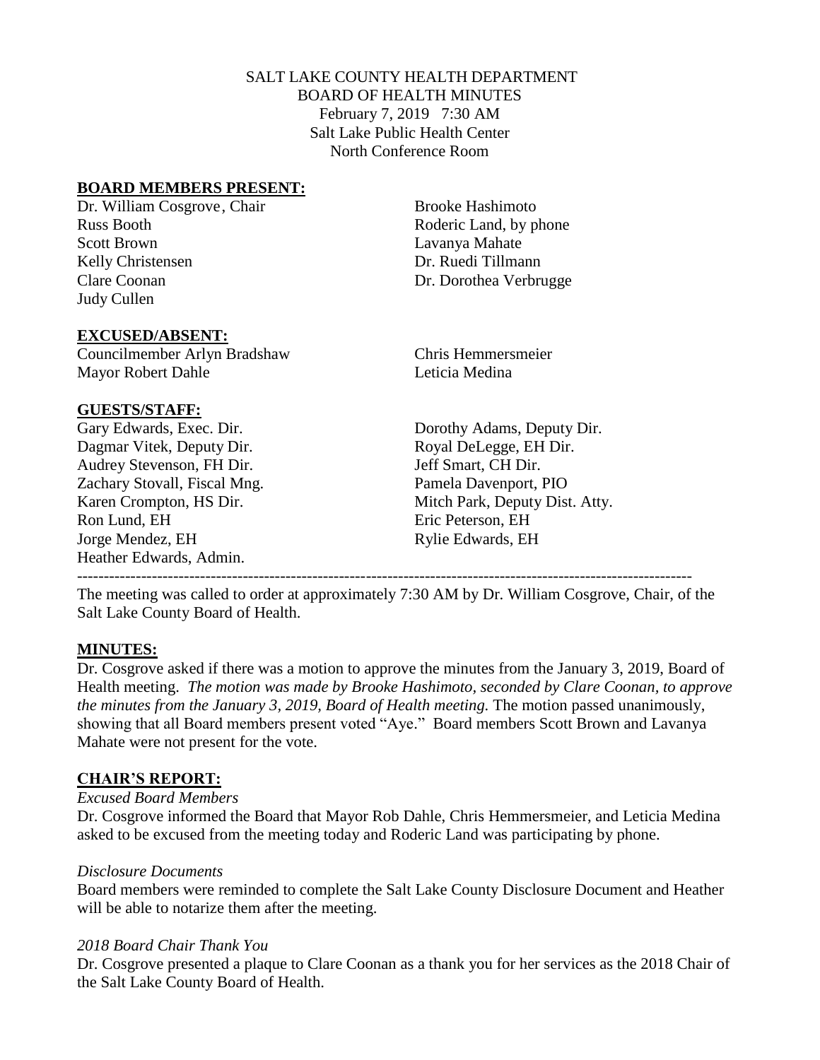SALT LAKE COUNTY HEALTH DEPARTMENT
BOARD OF HEALTH MINUTES
February 7, 2019 7:30 AM
Salt Lake Public Health Center
North Conference Room

**BOARD MEMBERS PRESENT:**

Dr. William Cosgrove, Chair
Russ Booth
Scott Brown
Kelly Christensen
Clare Coonan
Judy Cullen
Brooke Hashimoto
Roderic Land, by phone
Lavanya Mahate
Dr. Ruedi Tillmann
Dr. Dorothea Verbrugge

**EXCUSED/ABSENT:**

Councilmember Arlyn Bradshaw
Mayor Robert Dahle
Chris Hemmersmeier
Leticia Medina

**GUESTS/STAFF:**

Gary Edwards, Exec. Dir.
Dagmar Vitek, Deputy Dir.
Audrey Stevenson, FH Dir.
Zachary Stovall, Fiscal Mng.
Karen Crompton, HS Dir.
Ron Lund, EH
Jorge Mendez, EH
Heather Edwards, Admin.
Dorothy Adams, Deputy Dir.
Royal DeLegge, EH Dir.
Jeff Smart, CH Dir.
Pamela Davenport, PIO
Mitch Park, Deputy Dist. Atty.
Eric Peterson, EH
Rylie Edwards, EH

---

The meeting was called to order at approximately 7:30 AM by Dr. William Cosgrove, Chair, of the Salt Lake County Board of Health.

**MINUTES:**

Dr. Cosgrove asked if there was a motion to approve the minutes from the January 3, 2019, Board of Health meeting. *The motion was made by Brooke Hashimoto, seconded by Clare Coonan, to approve the minutes from the January 3, 2019, Board of Health meeting.* The motion passed unanimously, showing that all Board members present voted "Aye." Board members Scott Brown and Lavanya Mahate were not present for the vote.

**CHAIR'S REPORT:**

*Excused Board Members*

Dr. Cosgrove informed the Board that Mayor Rob Dahle, Chris Hemmersmeier, and Leticia Medina asked to be excused from the meeting today and Roderic Land was participating by phone.

*Disclosure Documents*

Board members were reminded to complete the Salt Lake County Disclosure Document and Heather will be able to notarize them after the meeting.

*2018 Board Chair Thank You*

Dr. Cosgrove presented a plaque to Clare Coonan as a thank you for her services as the 2018 Chair of the Salt Lake County Board of Health.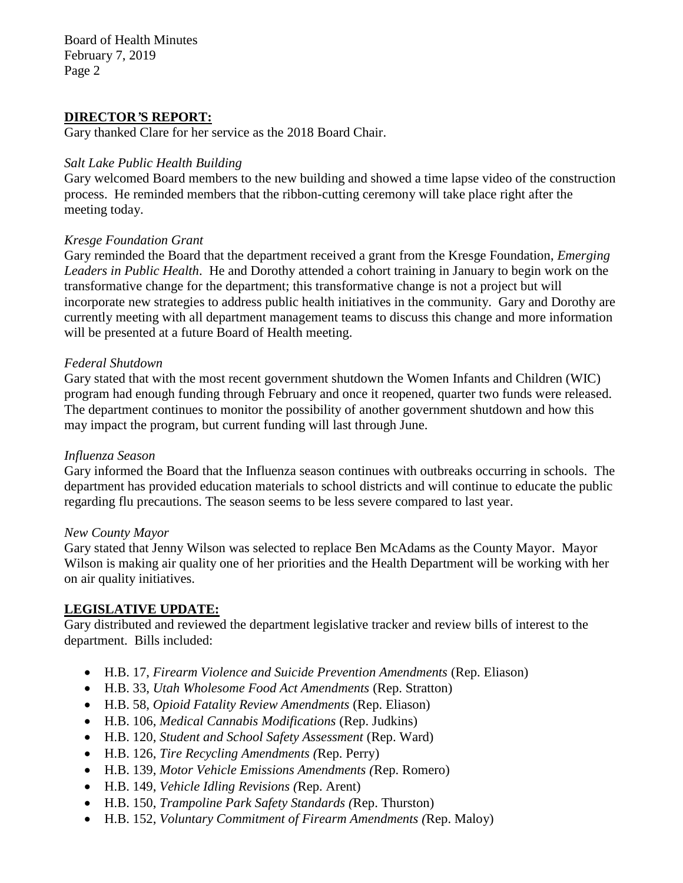## DIRECTOR'S REPORT:

Gary thanked Clare for her service as the 2018 Board Chair.

*Salt Lake Public Health Building*

Gary welcomed Board members to the new building and showed a time lapse video of the construction process. He reminded members that the ribbon-cutting ceremony will take place right after the meeting today.

*Kresge Foundation Grant*

Gary reminded the Board that the department received a grant from the Kresge Foundation, *Emerging Leaders in Public Health*. He and Dorothy attended a cohort training in January to begin work on the transformative change for the department; this transformative change is not a project but will incorporate new strategies to address public health initiatives in the community. Gary and Dorothy are currently meeting with all department management teams to discuss this change and more information will be presented at a future Board of Health meeting.

*Federal Shutdown*

Gary stated that with the most recent government shutdown the Women Infants and Children (WIC) program had enough funding through February and once it reopened, quarter two funds were released. The department continues to monitor the possibility of another government shutdown and how this may impact the program, but current funding will last through June.

*Influenza Season*

Gary informed the Board that the Influenza season continues with outbreaks occurring in schools. The department has provided education materials to school districts and will continue to educate the public regarding flu precautions. The season seems to be less severe compared to last year.

*New County Mayor*

Gary stated that Jenny Wilson was selected to replace Ben McAdams as the County Mayor. Mayor Wilson is making air quality one of her priorities and the Health Department will be working with her on air quality initiatives.

## LEGISLATIVE UPDATE:

Gary distributed and reviewed the department legislative tracker and review bills of interest to the department. Bills included:

- H.B. 17, *Firearm Violence and Suicide Prevention Amendments* (Rep. Eliason)
- H.B. 33, *Utah Wholesome Food Act Amendments* (Rep. Stratton)
- H.B. 58, *Opioid Fatality Review Amendments* (Rep. Eliason)
- H.B. 106, *Medical Cannabis Modifications* (Rep. Judkins)
- H.B. 120, *Student and School Safety Assessment* (Rep. Ward)
- H.B. 126, *Tire Recycling Amendments (*Rep. Perry)
- H.B. 139, *Motor Vehicle Emissions Amendments (*Rep. Romero)
- H.B. 149, *Vehicle Idling Revisions (*Rep. Arent)
- H.B. 150, *Trampoline Park Safety Standards (*Rep. Thurston)
- H.B. 152, *Voluntary Commitment of Firearm Amendments (*Rep. Maloy)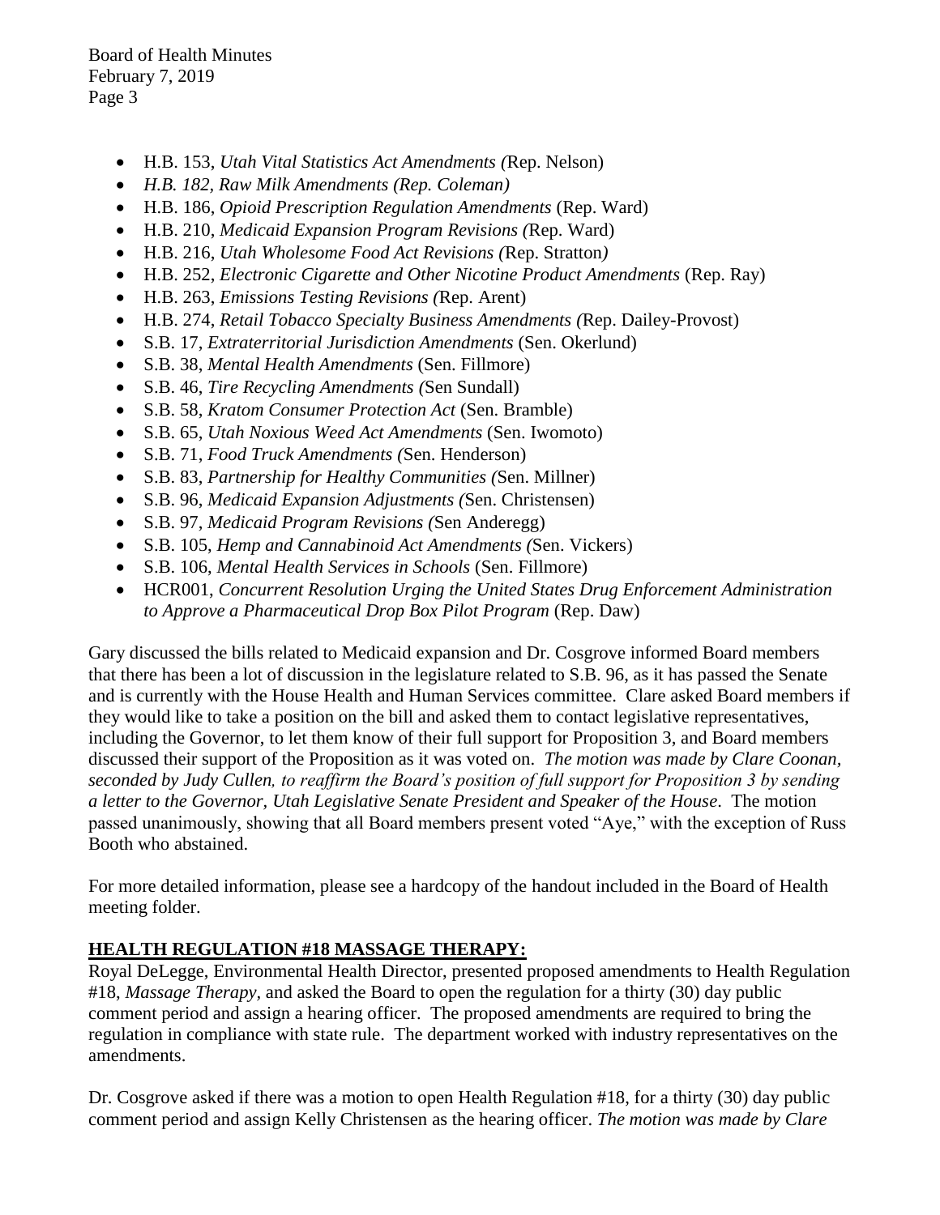- H.B. 153, *Utah Vital Statistics Act Amendments (*Rep. Nelson)
- *H.B. 182, Raw Milk Amendments (Rep. Coleman)*
- H.B. 186, *Opioid Prescription Regulation Amendments* (Rep. Ward)
- H.B. 210, *Medicaid Expansion Program Revisions (*Rep. Ward)
- H.B. 216, *Utah Wholesome Food Act Revisions (*Rep. Stratton*)*
- H.B. 252, *Electronic Cigarette and Other Nicotine Product Amendments* (Rep. Ray)
- H.B. 263, *Emissions Testing Revisions (*Rep. Arent)
- H.B. 274, *Retail Tobacco Specialty Business Amendments (*Rep. Dailey-Provost)
- S.B. 17, *Extraterritorial Jurisdiction Amendments* (Sen. Okerlund)
- S.B. 38, *Mental Health Amendments* (Sen. Fillmore)
- S.B. 46, *Tire Recycling Amendments (*Sen Sundall)
- S.B. 58, *Kratom Consumer Protection Act* (Sen. Bramble)
- S.B. 65, *Utah Noxious Weed Act Amendments* (Sen. Iwomoto)
- S.B. 71, *Food Truck Amendments (*Sen. Henderson)
- S.B. 83, *Partnership for Healthy Communities (*Sen. Millner)
- S.B. 96, *Medicaid Expansion Adjustments (*Sen. Christensen)
- S.B. 97, *Medicaid Program Revisions (*Sen Anderegg)
- S.B. 105, *Hemp and Cannabinoid Act Amendments (*Sen. Vickers)
- S.B. 106, *Mental Health Services in Schools* (Sen. Fillmore)
- HCR001, *Concurrent Resolution Urging the United States Drug Enforcement Administration to Approve a Pharmaceutical Drop Box Pilot Program* (Rep. Daw)

Gary discussed the bills related to Medicaid expansion and Dr. Cosgrove informed Board members that there has been a lot of discussion in the legislature related to S.B. 96, as it has passed the Senate and is currently with the House Health and Human Services committee. Clare asked Board members if they would like to take a position on the bill and asked them to contact legislative representatives, including the Governor, to let them know of their full support for Proposition 3, and Board members discussed their support of the Proposition as it was voted on. *The motion was made by Clare Coonan, seconded by Judy Cullen, to reaffirm the Board's position of full support for Proposition 3 by sending a letter to the Governor, Utah Legislative Senate President and Speaker of the House.* The motion passed unanimously, showing that all Board members present voted "Aye," with the exception of Russ Booth who abstained.

For more detailed information, please see a hardcopy of the handout included in the Board of Health meeting folder.

**HEALTH REGULATION #18 MASSAGE THERAPY:**

Royal DeLegge, Environmental Health Director, presented proposed amendments to Health Regulation #18, *Massage Therapy,* and asked the Board to open the regulation for a thirty (30) day public comment period and assign a hearing officer. The proposed amendments are required to bring the regulation in compliance with state rule. The department worked with industry representatives on the amendments.

Dr. Cosgrove asked if there was a motion to open Health Regulation #18, for a thirty (30) day public comment period and assign Kelly Christensen as the hearing officer. *The motion was made by Clare*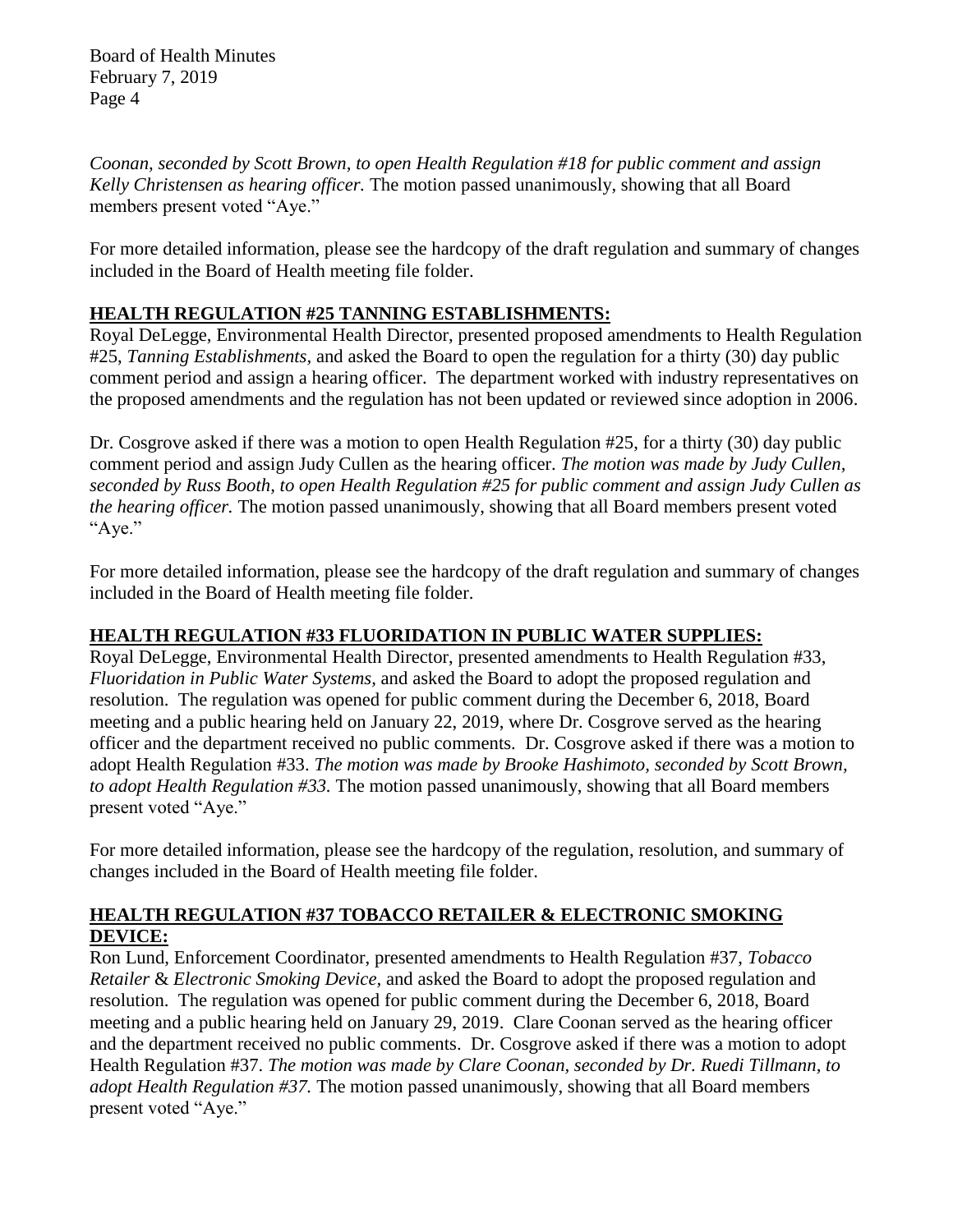*Coonan, seconded by Scott Brown, to open Health Regulation #18 for public comment and assign Kelly Christensen as hearing officer.* The motion passed unanimously, showing that all Board members present voted "Aye."

For more detailed information, please see the hardcopy of the draft regulation and summary of changes included in the Board of Health meeting file folder.

## HEALTH REGULATION #25 TANNING ESTABLISHMENTS:

Royal DeLegge, Environmental Health Director, presented proposed amendments to Health Regulation #25, *Tanning Establishments,* and asked the Board to open the regulation for a thirty (30) day public comment period and assign a hearing officer. The department worked with industry representatives on the proposed amendments and the regulation has not been updated or reviewed since adoption in 2006.

Dr. Cosgrove asked if there was a motion to open Health Regulation #25, for a thirty (30) day public comment period and assign Judy Cullen as the hearing officer. *The motion was made by Judy Cullen, seconded by Russ Booth, to open Health Regulation #25 for public comment and assign Judy Cullen as the hearing officer.* The motion passed unanimously, showing that all Board members present voted "Aye."

For more detailed information, please see the hardcopy of the draft regulation and summary of changes included in the Board of Health meeting file folder.

## HEALTH REGULATION #33 FLUORIDATION IN PUBLIC WATER SUPPLIES:

Royal DeLegge, Environmental Health Director, presented amendments to Health Regulation #33, *Fluoridation in Public Water Systems,* and asked the Board to adopt the proposed regulation and resolution. The regulation was opened for public comment during the December 6, 2018, Board meeting and a public hearing held on January 22, 2019, where Dr. Cosgrove served as the hearing officer and the department received no public comments. Dr. Cosgrove asked if there was a motion to adopt Health Regulation #33. *The motion was made by Brooke Hashimoto, seconded by Scott Brown, to adopt Health Regulation #33.* The motion passed unanimously, showing that all Board members present voted "Aye."

For more detailed information, please see the hardcopy of the regulation, resolution, and summary of changes included in the Board of Health meeting file folder.

## HEALTH REGULATION #37 TOBACCO RETAILER & ELECTRONIC SMOKING DEVICE:

Ron Lund, Enforcement Coordinator, presented amendments to Health Regulation #37, *Tobacco Retailer & Electronic Smoking Device,* and asked the Board to adopt the proposed regulation and resolution. The regulation was opened for public comment during the December 6, 2018, Board meeting and a public hearing held on January 29, 2019. Clare Coonan served as the hearing officer and the department received no public comments. Dr. Cosgrove asked if there was a motion to adopt Health Regulation #37. *The motion was made by Clare Coonan, seconded by Dr. Ruedi Tillmann, to adopt Health Regulation #37.* The motion passed unanimously, showing that all Board members present voted "Aye."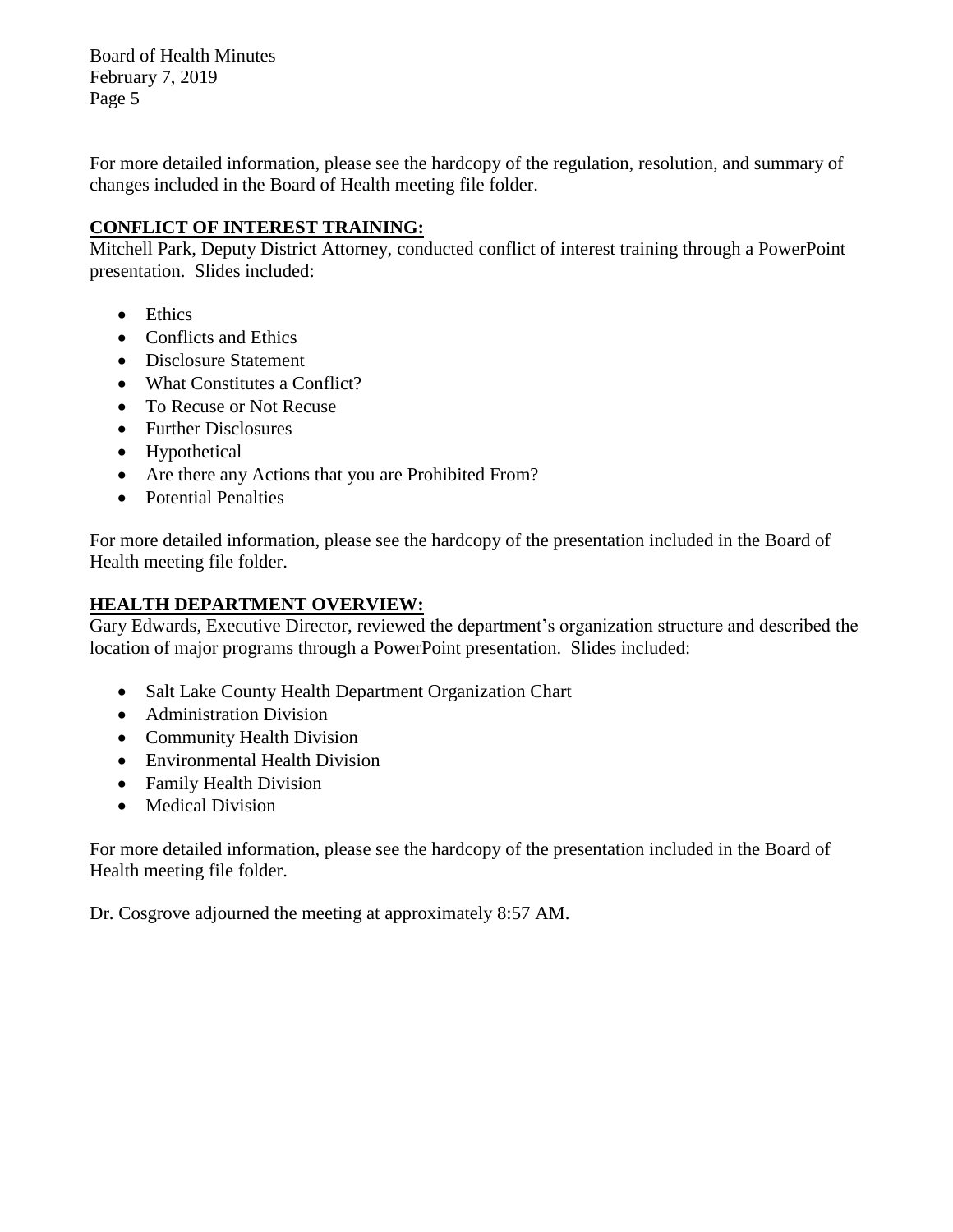For more detailed information, please see the hardcopy of the regulation, resolution, and summary of changes included in the Board of Health meeting file folder.

## **CONFLICT OF INTEREST TRAINING:**

Mitchell Park, Deputy District Attorney, conducted conflict of interest training through a PowerPoint presentation. Slides included:

- Ethics
- Conflicts and Ethics
- Disclosure Statement
- What Constitutes a Conflict?
- To Recuse or Not Recuse
- Further Disclosures
- Hypothetical
- Are there any Actions that you are Prohibited From?
- Potential Penalties

For more detailed information, please see the hardcopy of the presentation included in the Board of Health meeting file folder.

## **HEALTH DEPARTMENT OVERVIEW:**

Gary Edwards, Executive Director, reviewed the department's organization structure and described the location of major programs through a PowerPoint presentation. Slides included:

- Salt Lake County Health Department Organization Chart
- Administration Division
- Community Health Division
- Environmental Health Division
- Family Health Division
- Medical Division

For more detailed information, please see the hardcopy of the presentation included in the Board of Health meeting file folder.

Dr. Cosgrove adjourned the meeting at approximately 8:57 AM.